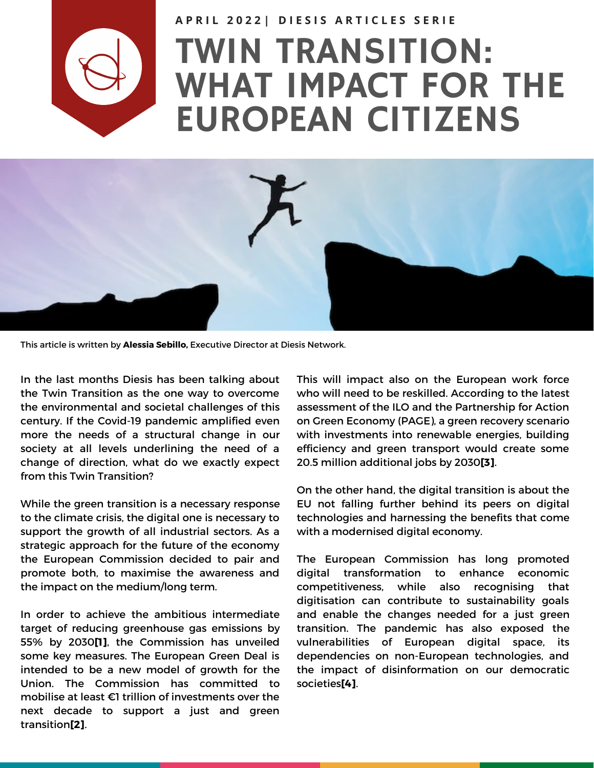APRIL 2022| DIESIS ARTICLES SERIE

# TWIN TRANSITION: WHAT IMPACT FOR THE EUROPEAN CITIZENS

This article is written by **Alessia Sebillo,** Executive Director at Diesis Network.

In the last months Diesis has been talking about the Twin Transition as the one way to overcome the environmental and societal challenges of this century. If the Covid-19 pandemic amplified even more the needs of a structural change in our society at all levels underlining the need of a change of direction, what do we exactly expect from this Twin Transition?

While the green transition is a necessary response to the climate crisis, the digital one is necessary to support the growth of all industrial sectors. As a strategic approach for the future of the economy the European Commission decided to pair and promote both, to maximise the awareness and the impact on the medium/long term.

In order to achieve the ambitious intermediate target of reducing greenhouse gas emissions by 55% by 2030**[1]**, the Commission has unveiled some key measures. The European Green Deal is intended to be a new model of growth for the Union. The Commission has committed to mobilise at least €1 trillion of investments over the next decade to support a just and green transition**[2]**.

This will impact also on the European work force who will need to be reskilled. According to the latest assessment of the ILO and the Partnership for Action on Green Economy (PAGE), a green recovery scenario with investments into renewable energies, building efficiency and green transport would create some 20.5 million additional jobs by 2030**[3]**.

On the other hand, the digital transition is about the EU not falling further behind its peers on digital technologies and harnessing the benefits that come with a modernised digital economy.

The European Commission has long promoted digital transformation to enhance economic competitiveness, while also recognising that digitisation can contribute to sustainability goals and enable the changes needed for a just green transition. The pandemic has also exposed the vulnerabilities of European digital space, its dependencies on non-European technologies, and the impact of disinformation on our democratic societies**[4]**.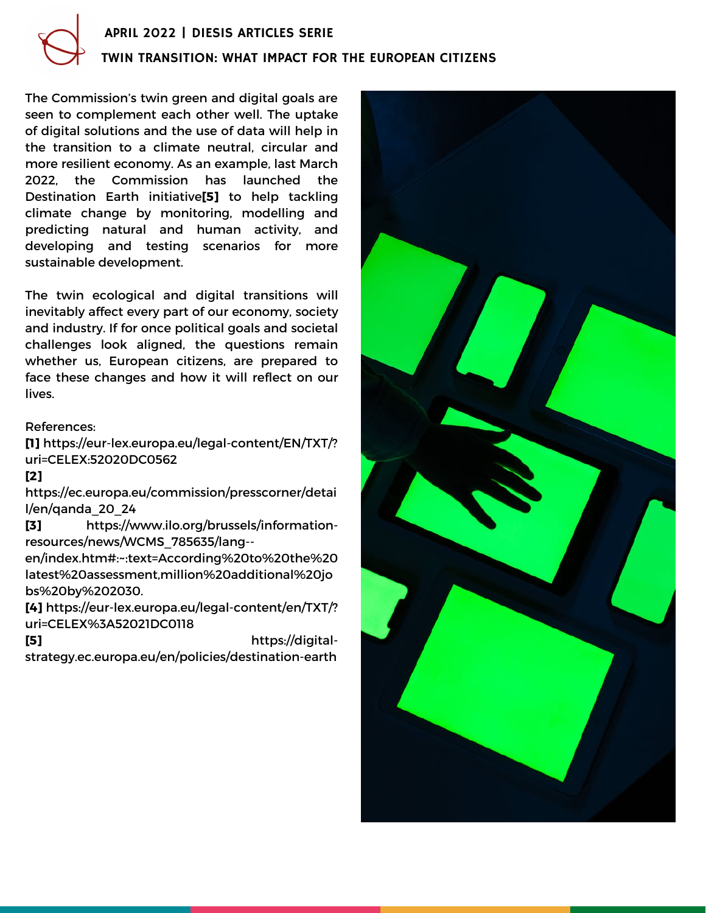The Commission's twin green and digital goals are seen to complement each other well. The uptake of digital solutions and the use of data will help in the transition to a climate neutral, circular and more resilient economy. As an example, last March 2022, the Commission has launched the Destination Earth initiative**[5]** to help tackling climate change by monitoring, modelling and predicting natural and human activity, and developing and testing scenarios for more sustainable development.

The twin ecological and digital transitions will inevitably affect every part of our economy, society and industry. If for once political goals and societal challenges look aligned, the questions remain whether us, European citizens, are prepared to face these changes and how it will reflect on our lives.

References:

**[1]** https://eur-lex.europa.eu/legal-content/EN/TXT/?uri=CELEX:52020DC0562

**[2]** https://ec.europa.eu/commission/presscorner/detail/en/qanda_20_24

**[3]** https://www.ilo.org/brussels/information-resources/news/WCMS_785635/lang--en/index.htm#:~:text=According%20to%20the%20latest%20assessment,million%20additional%20jobs%20by%202030.

**[4]** https://eur-lex.europa.eu/legal-content/en/TXT/?uri=CELEX%3A52021DC0118

**[5]** https://digital-strategy.ec.europa.eu/en/policies/destination-earth